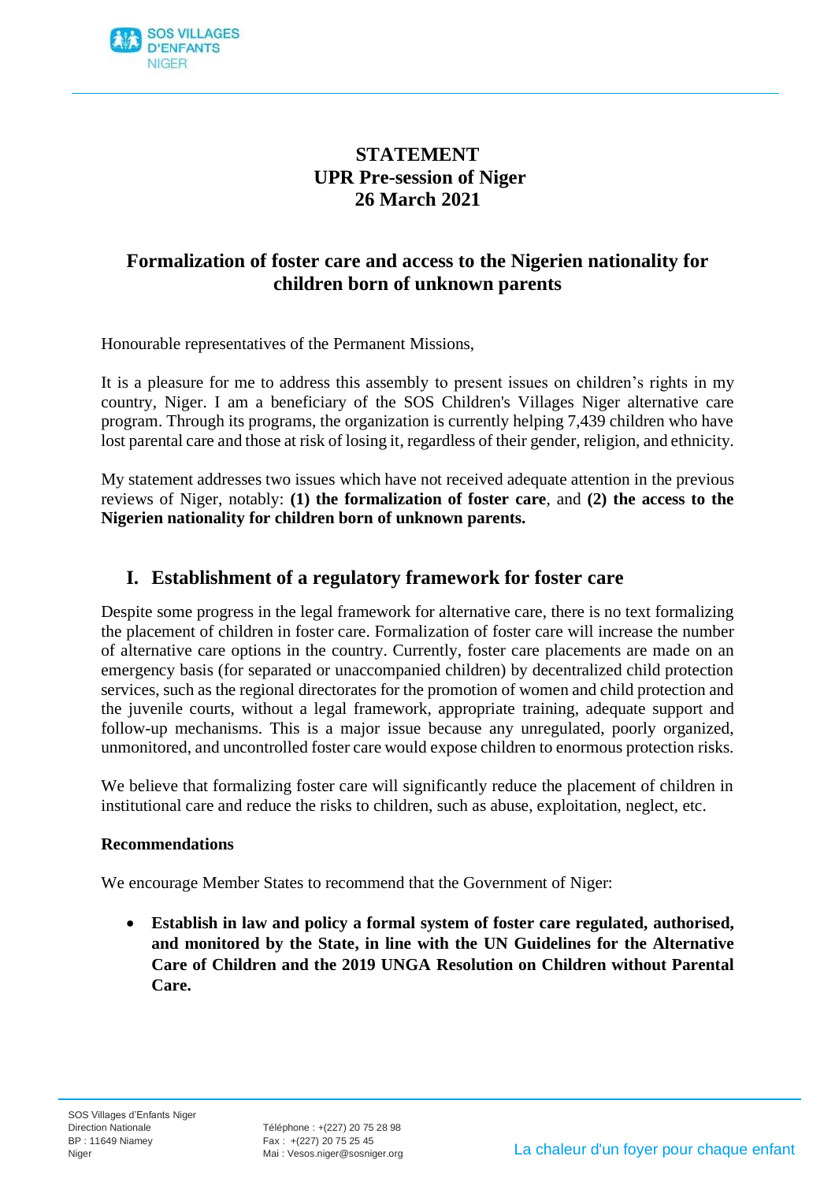# STATEMENT
# UPR Pre-session of Niger
# 26 March 2021

## Formalization of foster care and access to the Nigerien nationality for children born of unknown parents

Honourable representatives of the Permanent Missions,

It is a pleasure for me to address this assembly to present issues on children's rights in my country, Niger. I am a beneficiary of the SOS Children's Villages Niger alternative care program. Through its programs, the organization is currently helping 7,439 children who have lost parental care and those at risk of losing it, regardless of their gender, religion, and ethnicity.

My statement addresses two issues which have not received adequate attention in the previous reviews of Niger, notably: **(1) the formalization of foster care**, and **(2) the access to the Nigerien nationality for children born of unknown parents.**

## I. Establishment of a regulatory framework for foster care

Despite some progress in the legal framework for alternative care, there is no text formalizing the placement of children in foster care. Formalization of foster care will increase the number of alternative care options in the country. Currently, foster care placements are made on an emergency basis (for separated or unaccompanied children) by decentralized child protection services, such as the regional directorates for the promotion of women and child protection and the juvenile courts, without a legal framework, appropriate training, adequate support and follow-up mechanisms. This is a major issue because any unregulated, poorly organized, unmonitored, and uncontrolled foster care would expose children to enormous protection risks.

We believe that formalizing foster care will significantly reduce the placement of children in institutional care and reduce the risks to children, such as abuse, exploitation, neglect, etc.

**Recommendations**

We encourage Member States to recommend that the Government of Niger:

- **Establish in law and policy a formal system of foster care regulated, authorised, and monitored by the State, in line with the UN Guidelines for the Alternative Care of Children and the 2019 UNGA Resolution on Children without Parental Care.**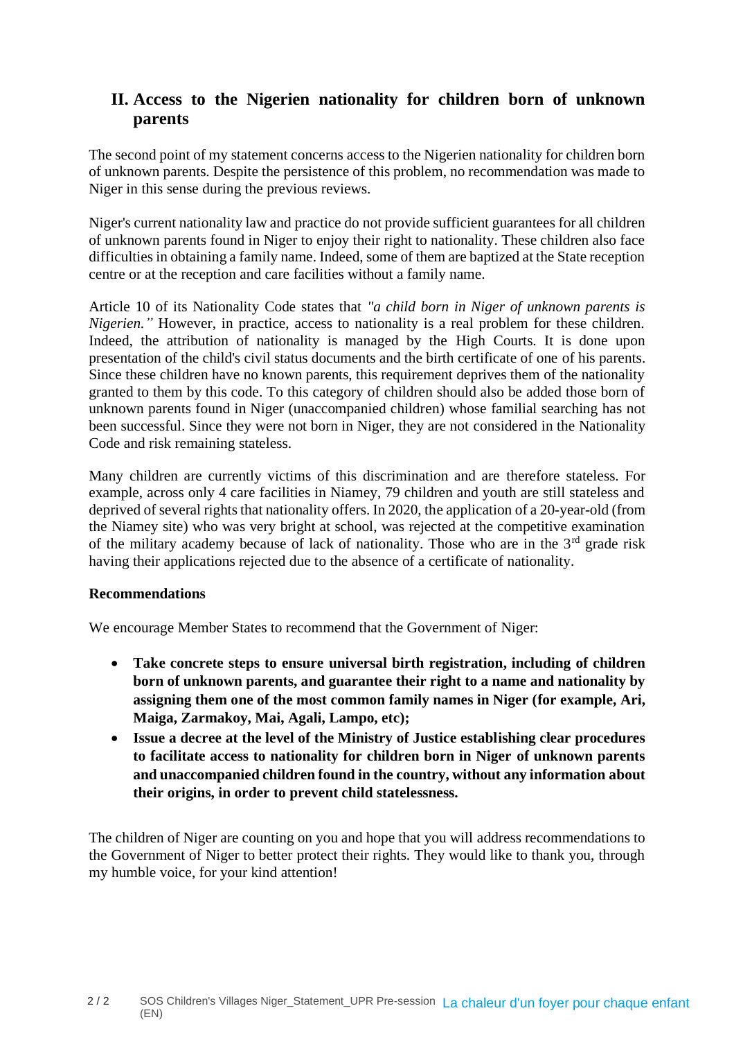## II. Access to the Nigerien nationality for children born of unknown parents

The second point of my statement concerns access to the Nigerien nationality for children born of unknown parents. Despite the persistence of this problem, no recommendation was made to Niger in this sense during the previous reviews.

Niger's current nationality law and practice do not provide sufficient guarantees for all children of unknown parents found in Niger to enjoy their right to nationality. These children also face difficulties in obtaining a family name. Indeed, some of them are baptized at the State reception centre or at the reception and care facilities without a family name.

Article 10 of its Nationality Code states that *"a child born in Niger of unknown parents is Nigerien."* However, in practice, access to nationality is a real problem for these children. Indeed, the attribution of nationality is managed by the High Courts. It is done upon presentation of the child's civil status documents and the birth certificate of one of his parents. Since these children have no known parents, this requirement deprives them of the nationality granted to them by this code. To this category of children should also be added those born of unknown parents found in Niger (unaccompanied children) whose familial searching has not been successful. Since they were not born in Niger, they are not considered in the Nationality Code and risk remaining stateless.

Many children are currently victims of this discrimination and are therefore stateless. For example, across only 4 care facilities in Niamey, 79 children and youth are still stateless and deprived of several rights that nationality offers. In 2020, the application of a 20-year-old (from the Niamey site) who was very bright at school, was rejected at the competitive examination of the military academy because of lack of nationality. Those who are in the 3rd grade risk having their applications rejected due to the absence of a certificate of nationality.

**Recommendations**

We encourage Member States to recommend that the Government of Niger:

- **Take concrete steps to ensure universal birth registration, including of children born of unknown parents, and guarantee their right to a name and nationality by assigning them one of the most common family names in Niger (for example, Ari, Maiga, Zarmakoy, Mai, Agali, Lampo, etc);**
- **Issue a decree at the level of the Ministry of Justice establishing clear procedures to facilitate access to nationality for children born in Niger of unknown parents and unaccompanied children found in the country, without any information about their origins, in order to prevent child statelessness.**

The children of Niger are counting on you and hope that you will address recommendations to the Government of Niger to better protect their rights. They would like to thank you, through my humble voice, for your kind attention!